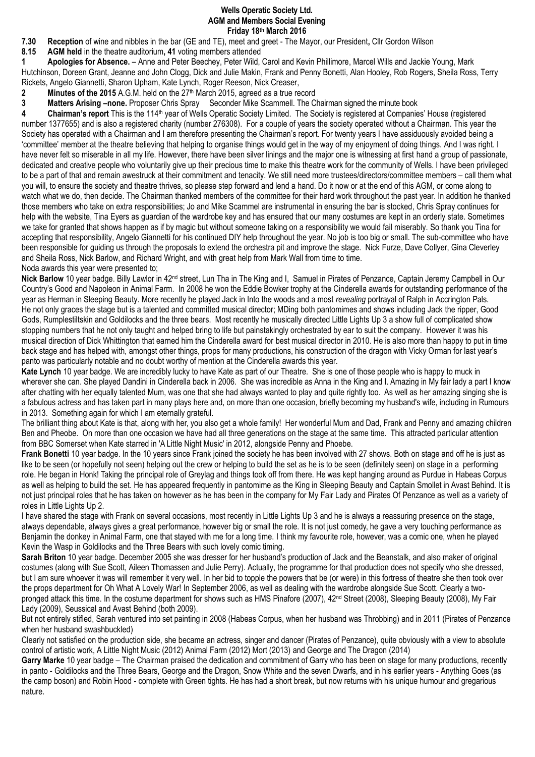**Wells Operatic Society Ltd.**
**AGM and Members Social Evening**
**Friday 18th March 2016**

**7.30 Reception** of wine and nibbles in the bar (GE and TE), meet and greet - The Mayor, our President**,** Cllr Gordon Wilson

**8.15 AGM held** in the theatre auditorium**, 41** voting members attended

**1 Apologies for Absence.** – Anne and Peter Beechey, Peter Wild, Carol and Kevin Phillimore, Marcel Wills and Jackie Young, Mark Hutchinson, Doreen Grant, Jeanne and John Clogg, Dick and Julie Makin, Frank and Penny Bonetti, Alan Hooley, Rob Rogers, Sheila Ross, Terry Rickets, Angelo Giannetti, Sharon Upham, Kate Lynch, Roger Reeson, Nick Creaser,

**2 Minutes of the 2015** A.G.M. held on the 27th March 2015, agreed as a true record

**3 Matters Arising –none.** Proposer Chris Spray Seconder Mike Scammell. The Chairman signed the minute book

**4 Chairman's report** This is the 114th year of Wells Operatic Society Limited. The Society is registered at Companies' House (registered number 1377655) and is also a registered charity (number 276308). For a couple of years the society operated without a Chairman. This year the Society has operated with a Chairman and I am therefore presenting the Chairman's report. For twenty years I have assiduously avoided being a 'committee' member at the theatre believing that helping to organise things would get in the way of my enjoyment of doing things. And I was right. I have never felt so miserable in all my life. However, there have been silver linings and the major one is witnessing at first hand a group of passionate, dedicated and creative people who voluntarily give up their precious time to make this theatre work for the community of Wells. I have been privileged to be a part of that and remain awestruck at their commitment and tenacity. We still need more trustees/directors/committee members – call them what you will, to ensure the society and theatre thrives, so please step forward and lend a hand. Do it now or at the end of this AGM, or come along to watch what we do, then decide. The Chairman thanked members of the committee for their hard work throughout the past year. In addition he thanked those members who take on extra responsibilities; Jo and Mike Scammel are instrumental in ensuring the bar is stocked, Chris Spray continues for help with the website, Tina Eyers as guardian of the wardrobe key and has ensured that our many costumes are kept in an orderly state. Sometimes we take for granted that shows happen as if by magic but without someone taking on a responsibility we would fail miserably. So thank you Tina for accepting that responsibility, Angelo Giannetti for his continued DIY help throughout the year. No job is too big or small. The sub-committee who have been responsible for guiding us through the proposals to extend the orchestra pit and improve the stage. Nick Furze, Dave Collyer, Gina Cleverley and Sheila Ross, Nick Barlow, and Richard Wright, and with great help from Mark Wall from time to time.

Noda awards this year were presented to;

**Nick Barlow** 10 year badge. Billy Lawlor in 42nd street, Lun Tha in The King and I, Samuel in Pirates of Penzance, Captain Jeremy Campbell in Our Country's Good and Napoleon in Animal Farm. In 2008 he won the Eddie Bowker trophy at the Cinderella awards for outstanding performance of the year as Herman in Sleeping Beauty. More recently he played Jack in Into the woods and a most *revealing* portrayal of Ralph in Accrington Pals. He not only graces the stage but is a talented and committed musical director; MDing both pantomimes and shows including Jack the ripper, Good Gods, Rumplestiltskin and Goldilocks and the three bears. Most recently he musically directed Little Lights Up 3 a show full of complicated show stopping numbers that he not only taught and helped bring to life but painstakingly orchestrated by ear to suit the company. However it was his musical direction of Dick Whittington that earned him the Cinderella award for best musical director in 2010. He is also more than happy to put in time back stage and has helped with, amongst other things, props for many productions, his construction of the dragon with Vicky Orman for last year's panto was particularly notable and no doubt worthy of mention at the Cinderella awards this year.

**Kate Lynch** 10 year badge. We are incredibly lucky to have Kate as part of our Theatre. She is one of those people who is happy to muck in wherever she can. She played Dandini in Cinderella back in 2006. She was incredible as Anna in the King and I. Amazing in My fair lady a part I know after chatting with her equally talented Mum, was one that she had always wanted to play and quite rightly too. As well as her amazing singing she is a fabulous actress and has taken part in many plays here and, on more than one occasion, briefly becoming my husband's wife, including in Rumours in 2013. Something again for which I am eternally grateful.

The brilliant thing about Kate is that, along with her, you also get a whole family! Her wonderful Mum and Dad, Frank and Penny and amazing children Ben and Pheobe. On more than one occasion we have had all three generations on the stage at the same time. This attracted particular attention from BBC Somerset when Kate starred in 'A Little Night Music' in 2012, alongside Penny and Phoebe.

**Frank Bonetti** 10 year badge. In the 10 years since Frank joined the society he has been involved with 27 shows. Both on stage and off he is just as like to be seen (or hopefully not seen) helping out the crew or helping to build the set as he is to be seen (definitely seen) on stage in a performing role. He began in Honk! Taking the principal role of Greylag and things took off from there. He was kept hanging around as Purdue in Habeas Corpus as well as helping to build the set. He has appeared frequently in pantomime as the King in Sleeping Beauty and Captain Smollet in Avast Behind. It is not just principal roles that he has taken on however as he has been in the company for My Fair Lady and Pirates Of Penzance as well as a variety of roles in Little Lights Up 2.

I have shared the stage with Frank on several occasions, most recently in Little Lights Up 3 and he is always a reassuring presence on the stage, always dependable, always gives a great performance, however big or small the role. It is not just comedy, he gave a very touching performance as Benjamin the donkey in Animal Farm, one that stayed with me for a long time. I think my favourite role, however, was a comic one, when he played Kevin the Wasp in Goldilocks and the Three Bears with such lovely comic timing.

**Sarah Briton** 10 year badge. December 2005 she was dresser for her husband's production of Jack and the Beanstalk, and also maker of original costumes (along with Sue Scott, Aileen Thomassen and Julie Perry). Actually, the programme for that production does not specify who she dressed, but I am sure whoever it was will remember it very well. In her bid to topple the powers that be (or were) in this fortress of theatre she then took over the props department for Oh What A Lovely War! In September 2006, as well as dealing with the wardrobe alongside Sue Scott. Clearly a two-pronged attack this time. In the costume department for shows such as HMS Pinafore (2007), 42nd Street (2008), Sleeping Beauty (2008), My Fair Lady (2009), Seussical and Avast Behind (both 2009).

But not entirely stifled, Sarah ventured into set painting in 2008 (Habeas Corpus, when her husband was Throbbing) and in 2011 (Pirates of Penzance when her husband swashbuckled)

Clearly not satisfied on the production side, she became an actress, singer and dancer (Pirates of Penzance), quite obviously with a view to absolute control of artistic work, A Little Night Music (2012) Animal Farm (2012) Mort (2013) and George and The Dragon (2014)

**Garry Marke** 10 year badge – The Chairman praised the dedication and commitment of Garry who has been on stage for many productions, recently in panto - Goldilocks and the Three Bears, George and the Dragon, Snow White and the seven Dwarfs, and in his earlier years - Anything Goes (as the camp boson) and Robin Hood - complete with Green tights. He has had a short break, but now returns with his unique humour and gregarious nature.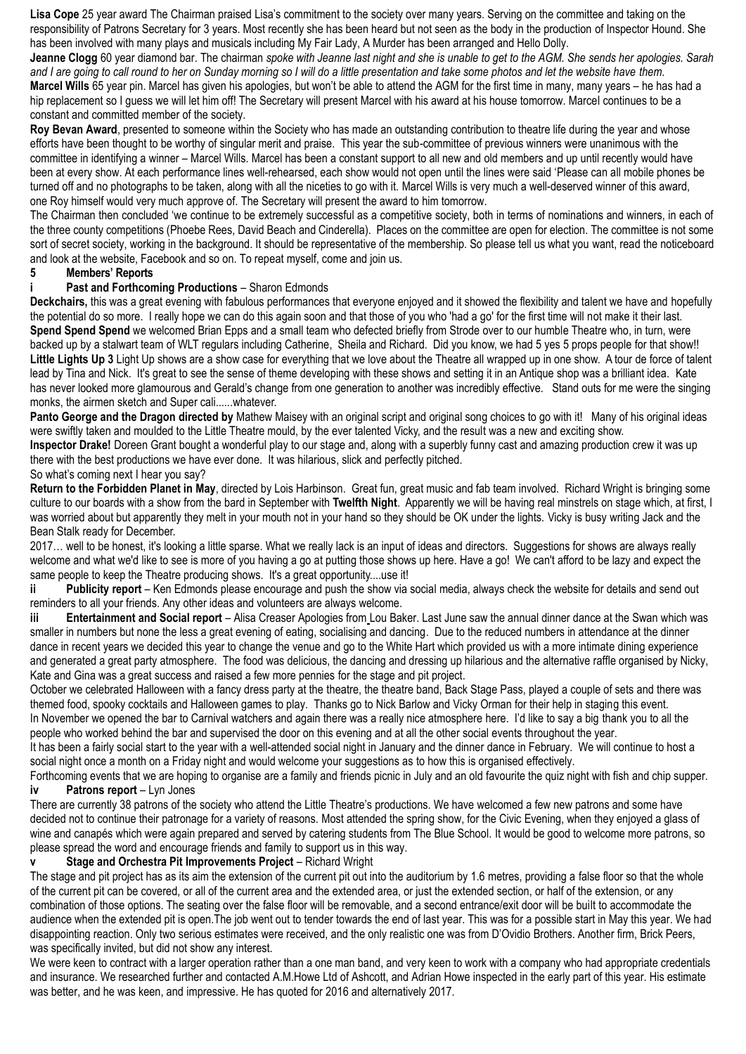**Lisa Cope** 25 year award The Chairman praised Lisa's commitment to the society over many years. Serving on the committee and taking on the responsibility of Patrons Secretary for 3 years. Most recently she has been heard but not seen as the body in the production of Inspector Hound. She has been involved with many plays and musicals including My Fair Lady, A Murder has been arranged and Hello Dolly.

**Jeanne Clogg** 60 year diamond bar. The chairman *spoke with Jeanne last night and she is unable to get to the AGM. She sends her apologies. Sarah and I are going to call round to her on Sunday morning so I will do a little presentation and take some photos and let the website have them.*

**Marcel Wills** 65 year pin. Marcel has given his apologies, but won't be able to attend the AGM for the first time in many, many years – he has had a hip replacement so I guess we will let him off! The Secretary will present Marcel with his award at his house tomorrow. Marcel continues to be a constant and committed member of the society.

**Roy Bevan Award**, presented to someone within the Society who has made an outstanding contribution to theatre life during the year and whose efforts have been thought to be worthy of singular merit and praise. This year the sub-committee of previous winners were unanimous with the committee in identifying a winner – Marcel Wills. Marcel has been a constant support to all new and old members and up until recently would have been at every show. At each performance lines well-rehearsed, each show would not open until the lines were said 'Please can all mobile phones be turned off and no photographs to be taken, along with all the niceties to go with it. Marcel Wills is very much a well-deserved winner of this award, one Roy himself would very much approve of. The Secretary will present the award to him tomorrow.

The Chairman then concluded 'we continue to be extremely successful as a competitive society, both in terms of nominations and winners, in each of the three county competitions (Phoebe Rees, David Beach and Cinderella). Places on the committee are open for election. The committee is not some sort of secret society, working in the background. It should be representative of the membership. So please tell us what you want, read the noticeboard and look at the website, Facebook and so on. To repeat myself, come and join us.

## 5 Members' Reports

### i Past and Forthcoming Productions – Sharon Edmonds

**Deckchairs,** this was a great evening with fabulous performances that everyone enjoyed and it showed the flexibility and talent we have and hopefully the potential do so more. I really hope we can do this again soon and that those of you who 'had a go' for the first time will not make it their last.

**Spend Spend Spend** we welcomed Brian Epps and a small team who defected briefly from Strode over to our humble Theatre who, in turn, were backed up by a stalwart team of WLT regulars including Catherine, Sheila and Richard. Did you know, we had 5 yes 5 props people for that show!!

**Little Lights Up 3** Light Up shows are a show case for everything that we love about the Theatre all wrapped up in one show. A tour de force of talent lead by Tina and Nick. It's great to see the sense of theme developing with these shows and setting it in an Antique shop was a brilliant idea. Kate has never looked more glamourous and Gerald's change from one generation to another was incredibly effective. Stand outs for me were the singing monks, the airmen sketch and Super cali......whatever.

**Panto George and the Dragon directed by** Mathew Maisey with an original script and original song choices to go with it! Many of his original ideas were swiftly taken and moulded to the Little Theatre mould, by the ever talented Vicky, and the result was a new and exciting show.

**Inspector Drake!** Doreen Grant bought a wonderful play to our stage and, along with a superbly funny cast and amazing production crew it was up there with the best productions we have ever done. It was hilarious, slick and perfectly pitched.

So what's coming next I hear you say?

**Return to the Forbidden Planet in May**, directed by Lois Harbinson. Great fun, great music and fab team involved. Richard Wright is bringing some culture to our boards with a show from the bard in September with **Twelfth Night**. Apparently we will be having real minstrels on stage which, at first, I was worried about but apparently they melt in your mouth not in your hand so they should be OK under the lights. Vicky is busy writing Jack and the Bean Stalk ready for December.

2017… well to be honest, it's looking a little sparse. What we really lack is an input of ideas and directors. Suggestions for shows are always really welcome and what we'd like to see is more of you having a go at putting those shows up here. Have a go! We can't afford to be lazy and expect the same people to keep the Theatre producing shows. It's a great opportunity....use it!

### ii Publicity report – Ken Edmonds please encourage and push the show via social media, always check the website for details and send out reminders to all your friends. Any other ideas and volunteers are always welcome.

### iii Entertainment and Social report – Alisa Creaser Apologies from Lou Baker. Last June saw the annual dinner dance at the Swan which was smaller in numbers but none the less a great evening of eating, socialising and dancing. Due to the reduced numbers in attendance at the dinner dance in recent years we decided this year to change the venue and go to the White Hart which provided us with a more intimate dining experience and generated a great party atmosphere. The food was delicious, the dancing and dressing up hilarious and the alternative raffle organised by Nicky, Kate and Gina was a great success and raised a few more pennies for the stage and pit project.

October we celebrated Halloween with a fancy dress party at the theatre, the theatre band, Back Stage Pass, played a couple of sets and there was themed food, spooky cocktails and Halloween games to play. Thanks go to Nick Barlow and Vicky Orman for their help in staging this event.

In November we opened the bar to Carnival watchers and again there was a really nice atmosphere here. I'd like to say a big thank you to all the people who worked behind the bar and supervised the door on this evening and at all the other social events throughout the year.

It has been a fairly social start to the year with a well-attended social night in January and the dinner dance in February. We will continue to host a social night once a month on a Friday night and would welcome your suggestions as to how this is organised effectively.

Forthcoming events that we are hoping to organise are a family and friends picnic in July and an old favourite the quiz night with fish and chip supper.

### iv Patrons report – Lyn Jones

There are currently 38 patrons of the society who attend the Little Theatre's productions. We have welcomed a few new patrons and some have decided not to continue their patronage for a variety of reasons. Most attended the spring show, for the Civic Evening, when they enjoyed a glass of wine and canapés which were again prepared and served by catering students from The Blue School. It would be good to welcome more patrons, so please spread the word and encourage friends and family to support us in this way.

### v Stage and Orchestra Pit Improvements Project – Richard Wright

The stage and pit project has as its aim the extension of the current pit out into the auditorium by 1.6 metres, providing a false floor so that the whole of the current pit can be covered, or all of the current area and the extended area, or just the extended section, or half of the extension, or any combination of those options. The seating over the false floor will be removable, and a second entrance/exit door will be built to accommodate the audience when the extended pit is open.The job went out to tender towards the end of last year. This was for a possible start in May this year. We had disappointing reaction. Only two serious estimates were received, and the only realistic one was from D'Ovidio Brothers. Another firm, Brick Peers, was specifically invited, but did not show any interest.

We were keen to contract with a larger operation rather than a one man band, and very keen to work with a company who had appropriate credentials and insurance. We researched further and contacted A.M.Howe Ltd of Ashcott, and Adrian Howe inspected in the early part of this year. His estimate was better, and he was keen, and impressive. He has quoted for 2016 and alternatively 2017.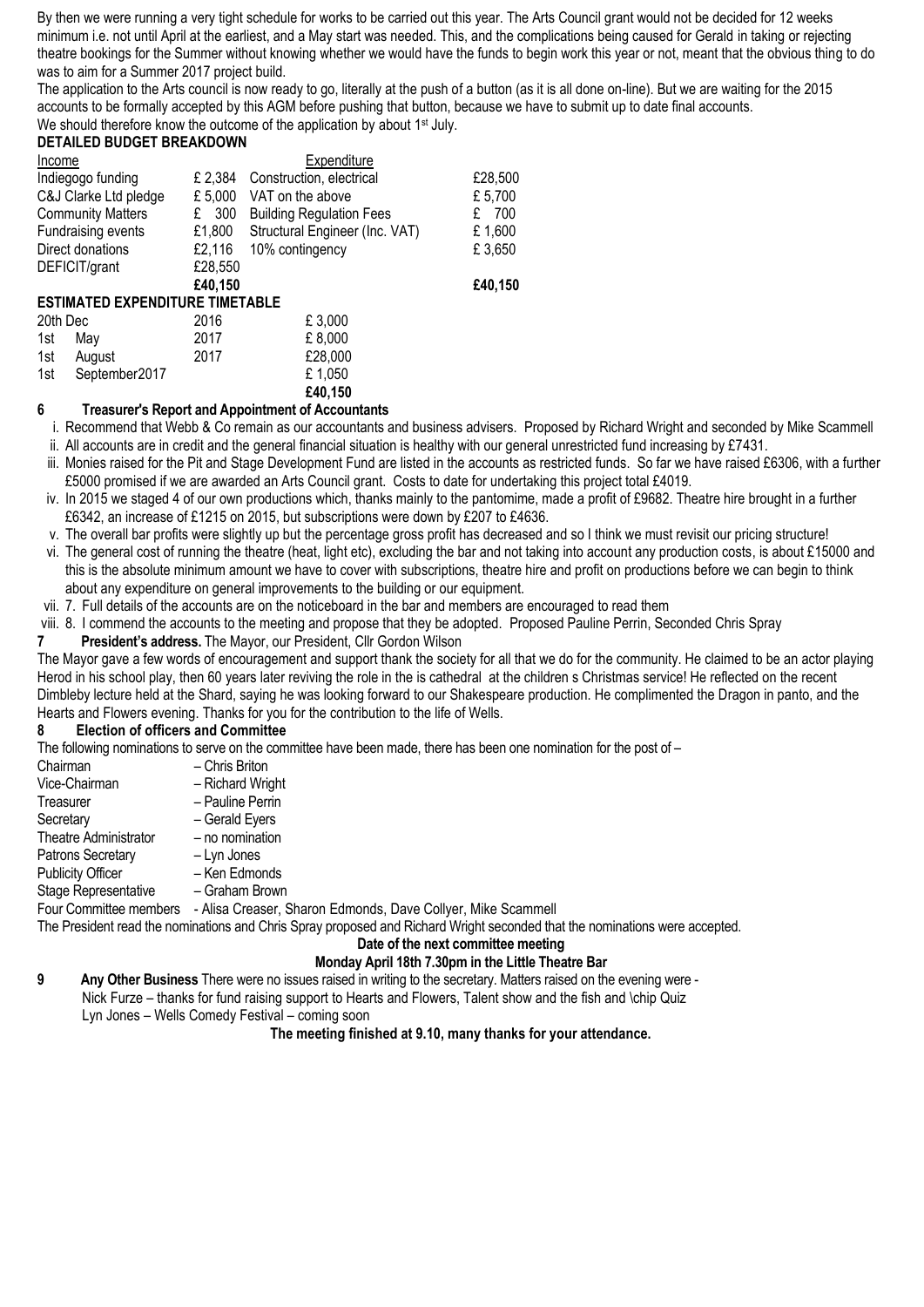By then we were running a very tight schedule for works to be carried out this year. The Arts Council grant would not be decided for 12 weeks minimum i.e. not until April at the earliest, and a May start was needed. This, and the complications being caused for Gerald in taking or rejecting theatre bookings for the Summer without knowing whether we would have the funds to begin work this year or not, meant that the obvious thing to do was to aim for a Summer 2017 project build.

The application to the Arts council is now ready to go, literally at the push of a button (as it is all done on-line). But we are waiting for the 2015 accounts to be formally accepted by this AGM before pushing that button, because we have to submit up to date final accounts.

We should therefore know the outcome of the application by about 1st July.

**DETAILED BUDGET BREAKDOWN**

| Income | | Expenditure | |
|---|---|---|---|
| Indiegogo funding | £ 2,384 | Construction, electrical | £28,500 |
| C&J Clarke Ltd pledge | £ 5,000 | VAT on the above | £ 5,700 |
| Community Matters | £ 300 | Building Regulation Fees | £ 700 |
| Fundraising events | £1,800 | Structural Engineer (Inc. VAT) | £ 1,600 |
| Direct donations | £2,116 | 10% contingency | £ 3,650 |
| DEFICIT/grant | £28,550 | | |
| | **£40,150** | | **£40,150** |

**ESTIMATED EXPENDITURE TIMETABLE**

| | | |
|---|---|---|
| 20th Dec | 2016 | £ 3,000 |
| 1st May | 2017 | £ 8,000 |
| 1st August | 2017 | £28,000 |
| 1st September2017 | | £ 1,050 |
| | | **£40,150** |

**6 Treasurer's Report and Appointment of Accountants**

i. Recommend that Webb & Co remain as our accountants and business advisers. Proposed by Richard Wright and seconded by Mike Scammell
ii. All accounts are in credit and the general financial situation is healthy with our general unrestricted fund increasing by £7431.
iii. Monies raised for the Pit and Stage Development Fund are listed in the accounts as restricted funds. So far we have raised £6306, with a further £5000 promised if we are awarded an Arts Council grant. Costs to date for undertaking this project total £4019.
iv. In 2015 we staged 4 of our own productions which, thanks mainly to the pantomime, made a profit of £9682. Theatre hire brought in a further £6342, an increase of £1215 on 2015, but subscriptions were down by £207 to £4636.
v. The overall bar profits were slightly up but the percentage gross profit has decreased and so I think we must revisit our pricing structure!
vi. The general cost of running the theatre (heat, light etc), excluding the bar and not taking into account any production costs, is about £15000 and this is the absolute minimum amount we have to cover with subscriptions, theatre hire and profit on productions before we can begin to think about any expenditure on general improvements to the building or our equipment.
vii. 7. Full details of the accounts are on the noticeboard in the bar and members are encouraged to read them
viii. 8. I commend the accounts to the meeting and propose that they be adopted. Proposed Pauline Perrin, Seconded Chris Spray

**7 President's address.** The Mayor, our President, Cllr Gordon Wilson

The Mayor gave a few words of encouragement and support thank the society for all that we do for the community. He claimed to be an actor playing Herod in his school play, then 60 years later reviving the role in the is cathedral at the children s Christmas service! He reflected on the recent Dimbleby lecture held at the Shard, saying he was looking forward to our Shakespeare production. He complimented the Dragon in panto, and the Hearts and Flowers evening. Thanks for you for the contribution to the life of Wells.

**8 Election of officers and Committee**

The following nominations to serve on the committee have been made, there has been one nomination for the post of –

| | |
|---|---|
| Chairman | – Chris Briton |
| Vice-Chairman | – Richard Wright |
| Treasurer | – Pauline Perrin |
| Secretary | – Gerald Eyers |
| Theatre Administrator | – no nomination |
| Patrons Secretary | – Lyn Jones |
| Publicity Officer | – Ken Edmonds |
| Stage Representative | – Graham Brown |
| Four Committee members | - Alisa Creaser, Sharon Edmonds, Dave Collyer, Mike Scammell |

The President read the nominations and Chris Spray proposed and Richard Wright seconded that the nominations were accepted.

**Date of the next committee meeting**

**Monday April 18th 7.30pm in the Little Theatre Bar**

**9 Any Other Business** There were no issues raised in writing to the secretary. Matters raised on the evening were -
Nick Furze – thanks for fund raising support to Hearts and Flowers, Talent show and the fish and \chip Quiz
Lyn Jones – Wells Comedy Festival – coming soon

**The meeting finished at 9.10, many thanks for your attendance.**